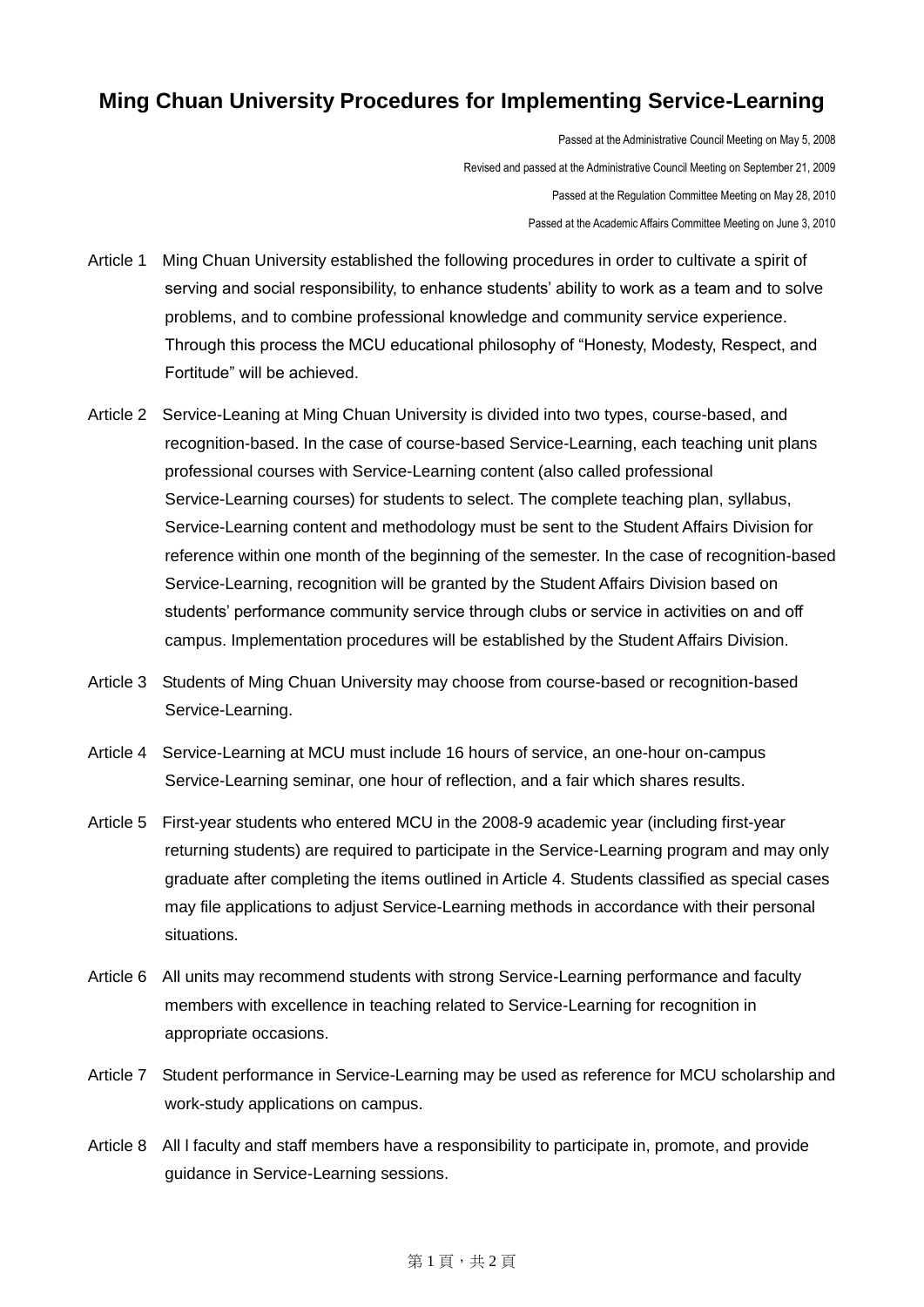# Ming Chuan University Procedures for Implementing Service-Learning

Passed at the Administrative Council Meeting on May 5, 2008

Revised and passed at the Administrative Council Meeting on September 21, 2009

Passed at the Regulation Committee Meeting on May 28, 2010

Passed at the Academic Affairs Committee Meeting on June 3, 2010

Article 1 Ming Chuan University established the following procedures in order to cultivate a spirit of serving and social responsibility, to enhance students' ability to work as a team and to solve problems, and to combine professional knowledge and community service experience. Through this process the MCU educational philosophy of "Honesty, Modesty, Respect, and Fortitude" will be achieved.

Article 2 Service-Leaning at Ming Chuan University is divided into two types, course-based, and recognition-based. In the case of course-based Service-Learning, each teaching unit plans professional courses with Service-Learning content (also called professional Service-Learning courses) for students to select. The complete teaching plan, syllabus, Service-Learning content and methodology must be sent to the Student Affairs Division for reference within one month of the beginning of the semester. In the case of recognition-based Service-Learning, recognition will be granted by the Student Affairs Division based on students' performance community service through clubs or service in activities on and off campus. Implementation procedures will be established by the Student Affairs Division.

Article 3 Students of Ming Chuan University may choose from course-based or recognition-based Service-Learning.

Article 4 Service-Learning at MCU must include 16 hours of service, an one-hour on-campus Service-Learning seminar, one hour of reflection, and a fair which shares results.

Article 5 First-year students who entered MCU in the 2008-9 academic year (including first-year returning students) are required to participate in the Service-Learning program and may only graduate after completing the items outlined in Article 4. Students classified as special cases may file applications to adjust Service-Learning methods in accordance with their personal situations.

Article 6 All units may recommend students with strong Service-Learning performance and faculty members with excellence in teaching related to Service-Learning for recognition in appropriate occasions.

Article 7 Student performance in Service-Learning may be used as reference for MCU scholarship and work-study applications on campus.

Article 8 All l faculty and staff members have a responsibility to participate in, promote, and provide guidance in Service-Learning sessions.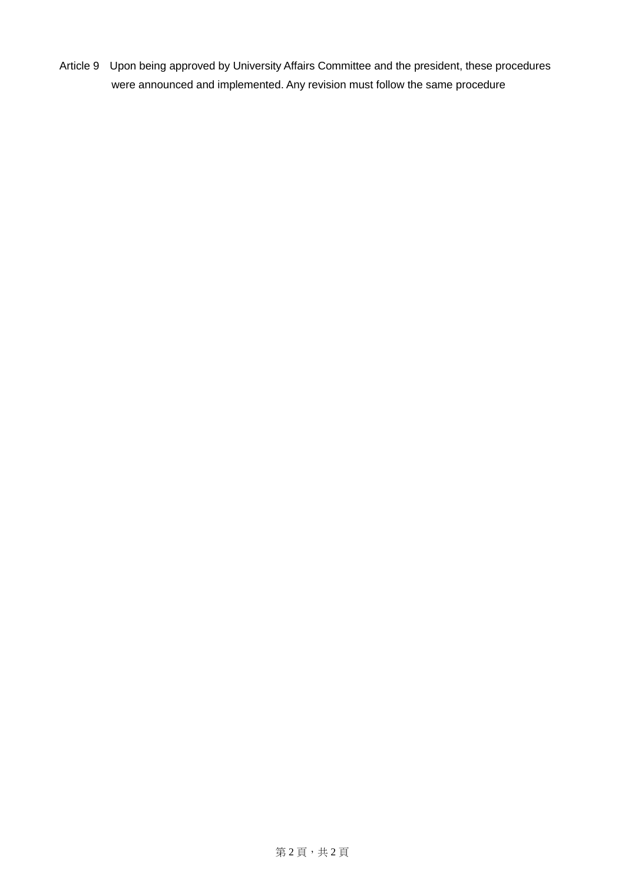Article 9　Upon being approved by University Affairs Committee and the president, these procedures were announced and implemented. Any revision must follow the same procedure